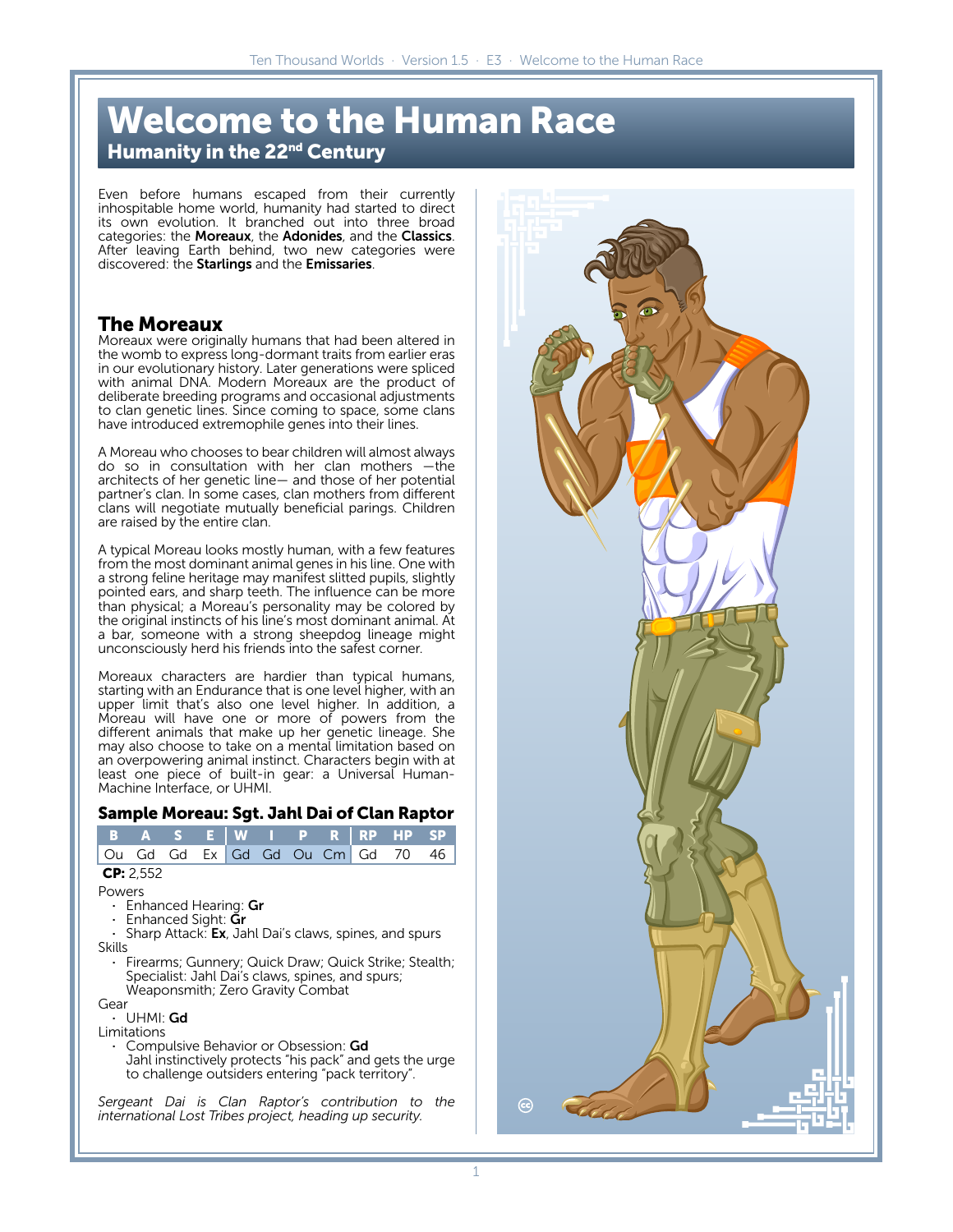# Welcome to the Human Race

## Humanity in the 22nd Century

Even before humans escaped from their currently inhospitable home world, humanity had started to direct its own evolution. It branched out into three broad categories: the **Moreaux**, the **Adonides**, and the **Classics**. After leaving Earth behind, two new categories were discovered: the **Starlings** and the **Emissaries**.

## The Moreaux

Moreaux were originally humans that had been altered in the womb to express long-dormant traits from earlier eras in our evolutionary history. Later generations were spliced with animal DNA. Modern Moreaux are the product of deliberate breeding programs and occasional adjustments to clan genetic lines. Since coming to space, some clans have introduced extremophile genes into their lines.

A Moreau who chooses to bear children will almost always do so in consultation with her clan mothers —the architects of her genetic line— and those of her potential partner's clan. In some cases, clan mothers from different clans will negotiate mutually beneficial parings. Children are raised by the entire clan.

A typical Moreau looks mostly human, with a few features from the most dominant animal genes in his line. One with a strong feline heritage may manifest slitted pupils, slightly pointed ears, and sharp teeth. The influence can be more than physical; a Moreau's personality may be colored by the original instincts of his line's most dominant animal. At a bar, someone with a strong sheepdog lineage might unconsciously herd his friends into the safest corner.

Moreaux characters are hardier than typical humans, starting with an Endurance that is one level higher, with an upper limit that's also one level higher. In addition, a Moreau will have one or more of powers from the different animals that make up her genetic lineage. She may also choose to take on a mental limitation based on an overpowering animal instinct. Characters begin with at least one piece of built-in gear: a Universal Human-Machine Interface, or UHMI.

### Sample Moreau: Sgt. Jahl Dai of Clan Raptor

| B | A | S | E | W | I | P | R | RP | HP | SP |
|---|---|---|---|---|---|---|---|---|---|---|
| Ou | Gd | Gd | Ex | Gd | Gd | Ou | Cm | Gd | 70 | 46 |

**CP:** 2,552

Powers

- Enhanced Hearing: **Gr**
- Enhanced Sight: **Gr**
- Sharp Attack: **Ex**, Jahl Dai's claws, spines, and spurs

Skills

- Firearms; Gunnery; Quick Draw; Quick Strike; Stealth; Specialist: Jahl Dai's claws, spines, and spurs; Weaponsmith; Zero Gravity Combat

Gear

- UHMI: **Gd**

Limitations

- Compulsive Behavior or Obsession: **Gd**
  Jahl instinctively protects "his pack" and gets the urge to challenge outsiders entering "pack territory".

*Sergeant Dai is Clan Raptor's contribution to the international Lost Tribes project, heading up security.*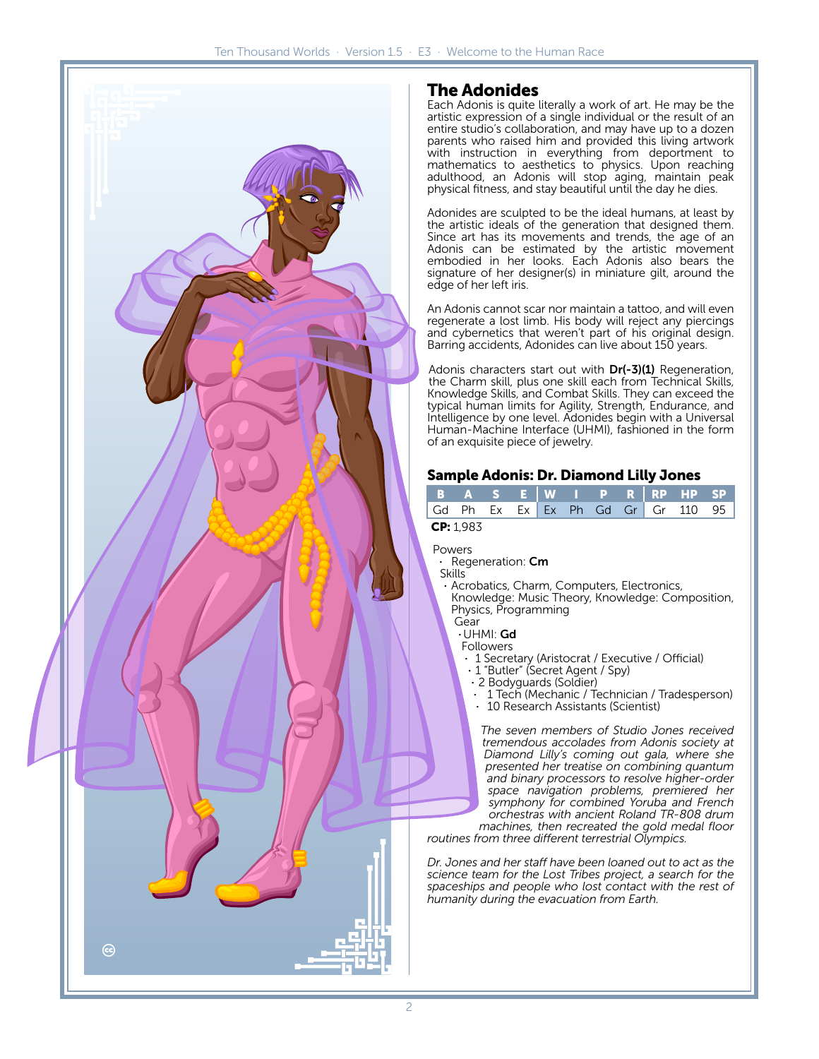## The Adonides

Each Adonis is quite literally a work of art. He may be the artistic expression of a single individual or the result of an entire studio's collaboration, and may have up to a dozen parents who raised him and provided this living artwork with instruction in everything from deportment to mathematics to aesthetics to physics. Upon reaching adulthood, an Adonis will stop aging, maintain peak physical fitness, and stay beautiful until the day he dies.

Adonides are sculpted to be the ideal humans, at least by the artistic ideals of the generation that designed them. Since art has its movements and trends, the age of an Adonis can be estimated by the artistic movement embodied in her looks. Each Adonis also bears the signature of her designer(s) in miniature gilt, around the edge of her left iris.

An Adonis cannot scar nor maintain a tattoo, and will even regenerate a lost limb. His body will reject any piercings and cybernetics that weren't part of his original design. Barring accidents, Adonides can live about 150 years.

Adonis characters start out with **Dr(-3)(1)** Regeneration, the Charm skill, plus one skill each from Technical Skills, Knowledge Skills, and Combat Skills. They can exceed the typical human limits for Agility, Strength, Endurance, and Intelligence by one level. Adonides begin with a Universal Human-Machine Interface (UHMI), fashioned in the form of an exquisite piece of jewelry.

### Sample Adonis: Dr. Diamond Lilly Jones

| B | A | S | E | W | I | P | R | RP | HP | SP |
|---|---|---|---|---|---|---|---|---|---|---|
| Gd | Ph | Ex | Ex | Ex | Ph | Gd | Gr | Gr | 110 | 95 |

**CP:** 1,983

Powers
- Regeneration: **Cm**

Skills
- Acrobatics, Charm, Computers, Electronics, Knowledge: Music Theory, Knowledge: Composition, Physics, Programming

Gear
- UHMI: **Gd**

Followers
- 1 Secretary (Aristocrat / Executive / Official)
- 1 "Butler" (Secret Agent / Spy)
- 2 Bodyguards (Soldier)
- 1 Tech (Mechanic / Technician / Tradesperson)
- 10 Research Assistants (Scientist)

*The seven members of Studio Jones received tremendous accolades from Adonis society at Diamond Lilly's coming out gala, where she presented her treatise on combining quantum and binary processors to resolve higher-order space navigation problems, premiered her symphony for combined Yoruba and French orchestras with ancient Roland TR-808 drum machines, then recreated the gold medal floor routines from three different terrestrial Olympics.*

*Dr. Jones and her staff have been loaned out to act as the science team for the Lost Tribes project, a search for the spaceships and people who lost contact with the rest of humanity during the evacuation from Earth.*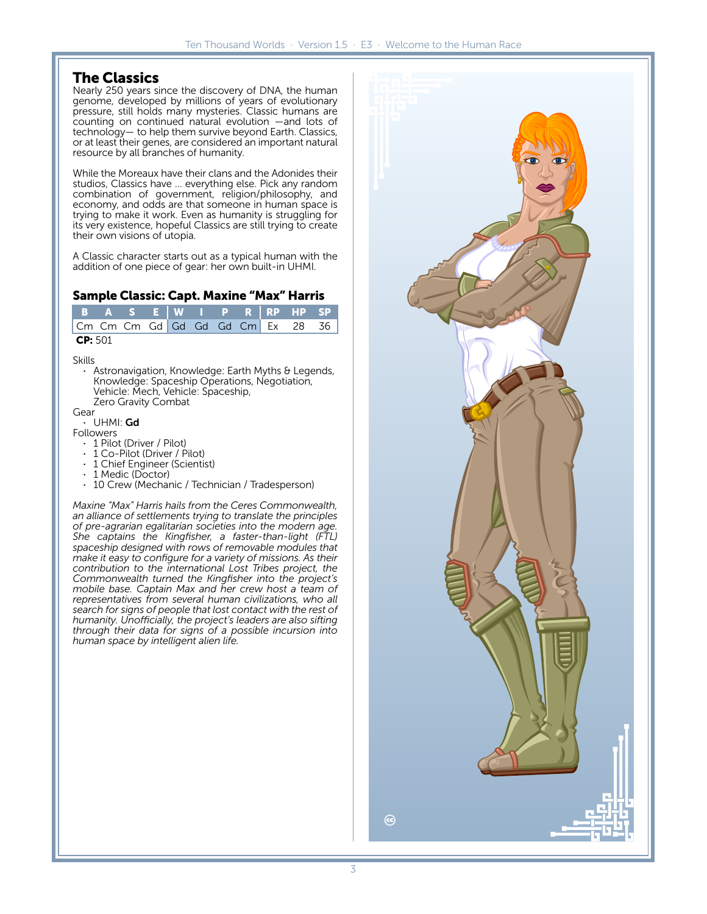## The Classics

Nearly 250 years since the discovery of DNA, the human genome, developed by millions of years of evolutionary pressure, still holds many mysteries. Classic humans are counting on continued natural evolution —and lots of technology— to help them survive beyond Earth. Classics, or at least their genes, are considered an important natural resource by all branches of humanity.

While the Moreaux have their clans and the Adonides their studios, Classics have … everything else. Pick any random combination of government, religion/philosophy, and economy, and odds are that someone in human space is trying to make it work. Even as humanity is struggling for its very existence, hopeful Classics are still trying to create their own visions of utopia.

A Classic character starts out as a typical human with the addition of one piece of gear: her own built-in UHMI.

### Sample Classic: Capt. Maxine "Max" Harris

| B | A | S | E | W | I | P | R | RP | HP | SP |
|---|---|---|---|---|---|---|---|---|---|---|
| Cm | Cm | Cm | Gd | Gd | Gd | Gd | Cm | Ex | 28 | 36 |

**CP:** 501

Skills

- Astronavigation, Knowledge: Earth Myths & Legends, Knowledge: Spaceship Operations, Negotiation, Vehicle: Mech, Vehicle: Spaceship, Zero Gravity Combat

Gear

- UHMI: **Gd**

Followers

- 1 Pilot (Driver / Pilot)
- 1 Co-Pilot (Driver / Pilot)
- 1 Chief Engineer (Scientist)
- 1 Medic (Doctor)
- 10 Crew (Mechanic / Technician / Tradesperson)

*Maxine "Max" Harris hails from the Ceres Commonwealth, an alliance of settlements trying to translate the principles of pre-agrarian egalitarian societies into the modern age. She captains the Kingfisher, a faster-than-light (FTL) spaceship designed with rows of removable modules that make it easy to configure for a variety of missions. As their contribution to the international Lost Tribes project, the Commonwealth turned the Kingfisher into the project's mobile base. Captain Max and her crew host a team of representatives from several human civilizations, who all search for signs of people that lost contact with the rest of humanity. Unofficially, the project's leaders are also sifting through their data for signs of a possible incursion into human space by intelligent alien life.*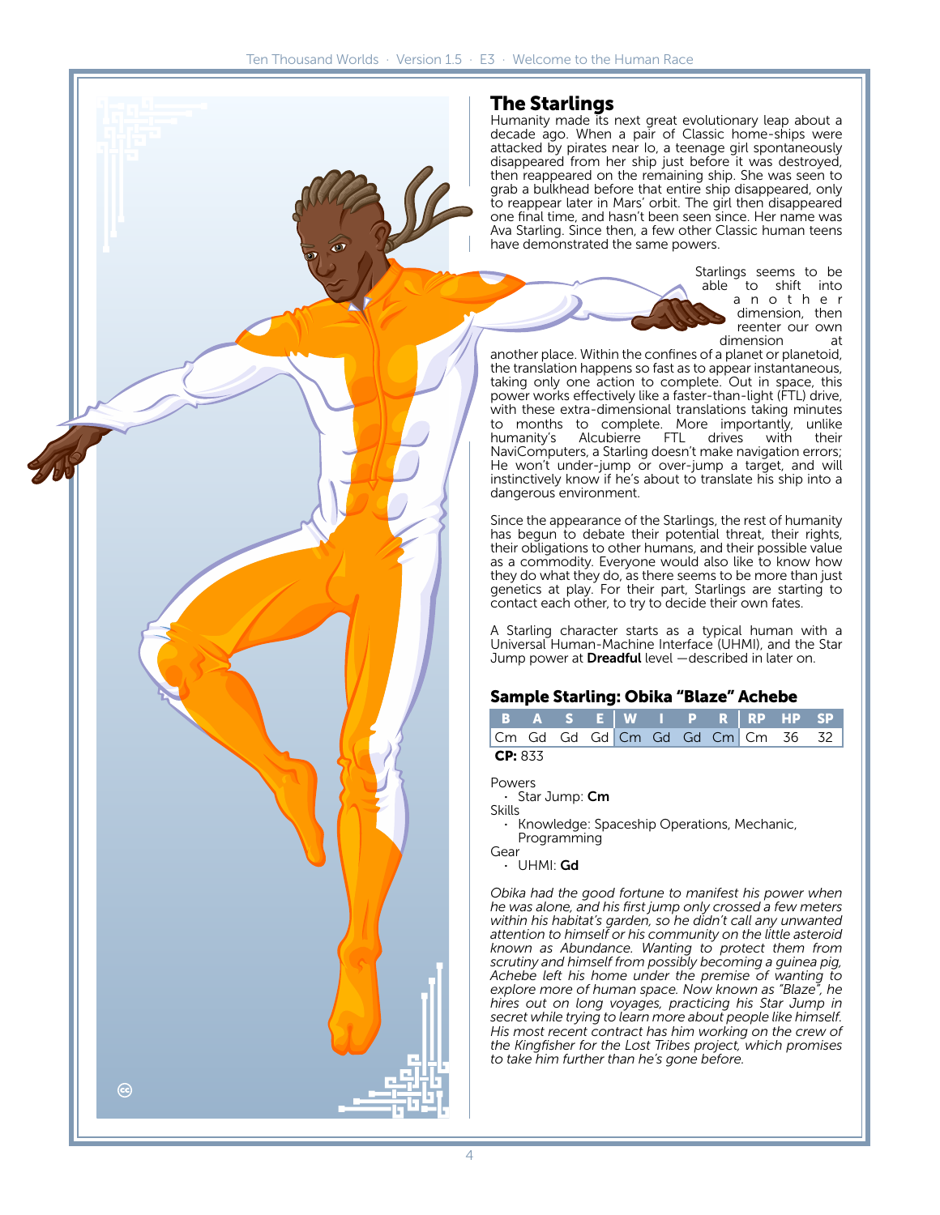## The Starlings

Humanity made its next great evolutionary leap about a decade ago. When a pair of Classic home-ships were attacked by pirates near Io, a teenage girl spontaneously disappeared from her ship just before it was destroyed, then reappeared on the remaining ship. She was seen to grab a bulkhead before that entire ship disappeared, only to reappear later in Mars' orbit. The girl then disappeared one final time, and hasn't been seen since. Her name was Ava Starling. Since then, a few other Classic human teens have demonstrated the same powers.

Starlings seems to be able to shift into another dimension, then reenter our own dimension at another place. Within the confines of a planet or planetoid, the translation happens so fast as to appear instantaneous, taking only one action to complete. Out in space, this power works effectively like a faster-than-light (FTL) drive, with these extra-dimensional translations taking minutes to months to complete. More importantly, unlike humanity's Alcubierre FTL drives with their NaviComputers, a Starling doesn't make navigation errors; He won't under-jump or over-jump a target, and will instinctively know if he's about to translate his ship into a dangerous environment.

Since the appearance of the Starlings, the rest of humanity has begun to debate their potential threat, their rights, their obligations to other humans, and their possible value as a commodity. Everyone would also like to know how they do what they do, as there seems to be more than just genetics at play. For their part, Starlings are starting to contact each other, to try to decide their own fates.

A Starling character starts as a typical human with a Universal Human-Machine Interface (UHMI), and the Star Jump power at **Dreadful** level —described in later on.

### Sample Starling: Obika "Blaze" Achebe

| B | A | S | E | W | I | P | R | RP | HP | SP |
|---|---|---|---|---|---|---|---|---|---|---|
| Cm | Gd | Gd | Gd | Cm | Gd | Gd | Cm | Cm | 36 | 32 |

**CP:** 833

Powers
- Star Jump: **Cm**

Skills
- Knowledge: Spaceship Operations, Mechanic, Programming

Gear
- UHMI: **Gd**

*Obika had the good fortune to manifest his power when he was alone, and his first jump only crossed a few meters within his habitat's garden, so he didn't call any unwanted attention to himself or his community on the little asteroid known as Abundance. Wanting to protect them from scrutiny and himself from possibly becoming a guinea pig, Achebe left his home under the premise of wanting to explore more of human space. Now known as "Blaze", he hires out on long voyages, practicing his Star Jump in secret while trying to learn more about people like himself. His most recent contract has him working on the crew of the Kingfisher for the Lost Tribes project, which promises to take him further than he's gone before.*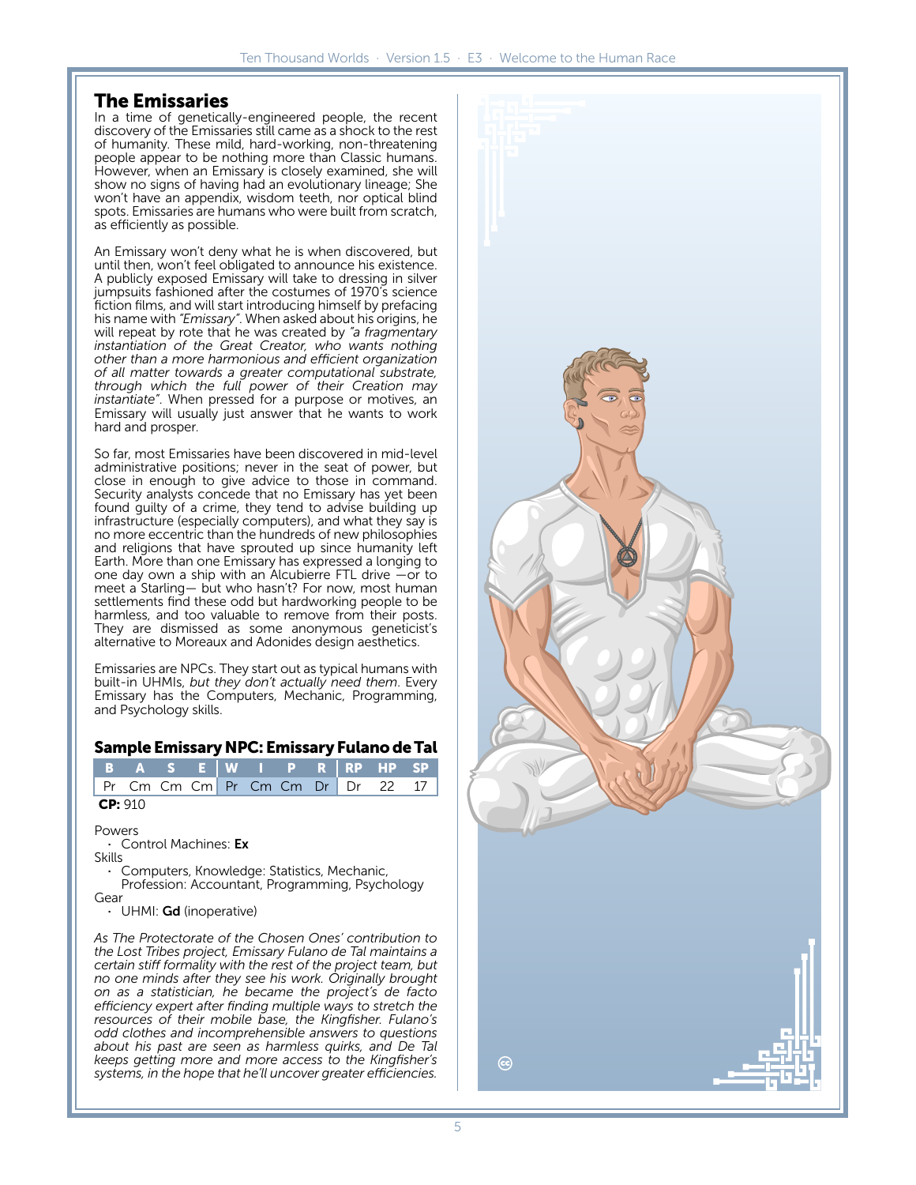## The Emissaries

In a time of genetically-engineered people, the recent discovery of the Emissaries still came as a shock to the rest of humanity. These mild, hard-working, non-threatening people appear to be nothing more than Classic humans. However, when an Emissary is closely examined, she will show no signs of having had an evolutionary lineage; She won't have an appendix, wisdom teeth, nor optical blind spots. Emissaries are humans who were built from scratch, as efficiently as possible.

An Emissary won't deny what he is when discovered, but until then, won't feel obligated to announce his existence. A publicly exposed Emissary will take to dressing in silver jumpsuits fashioned after the costumes of 1970's science fiction films, and will start introducing himself by prefacing his name with *"Emissary"*. When asked about his origins, he will repeat by rote that he was created by *"a fragmentary instantiation of the Great Creator, who wants nothing other than a more harmonious and efficient organization of all matter towards a greater computational substrate, through which the full power of their Creation may instantiate"*. When pressed for a purpose or motives, an Emissary will usually just answer that he wants to work hard and prosper.

So far, most Emissaries have been discovered in mid-level administrative positions; never in the seat of power, but close in enough to give advice to those in command. Security analysts concede that no Emissary has yet been found guilty of a crime, they tend to advise building up infrastructure (especially computers), and what they say is no more eccentric than the hundreds of new philosophies and religions that have sprouted up since humanity left Earth. More than one Emissary has expressed a longing to one day own a ship with an Alcubierre FTL drive —or to meet a Starling— but who hasn't? For now, most human settlements find these odd but hardworking people to be harmless, and too valuable to remove from their posts. They are dismissed as some anonymous geneticist's alternative to Moreaux and Adonides design aesthetics.

Emissaries are NPCs. They start out as typical humans with built-in UHMIs, *but they don't actually need them*. Every Emissary has the Computers, Mechanic, Programming, and Psychology skills.

### Sample Emissary NPC: Emissary Fulano de Tal

| B | A | S | E | W | I | P | R | RP | HP | SP |
|---|---|---|---|---|---|---|---|---|---|---|
| Pr | Cm | Cm | Cm | Pr | Cm | Cm | Dr | Dr | 22 | 17 |

**CP:** 910

Powers
- Control Machines: **Ex**

Skills
- Computers, Knowledge: Statistics, Mechanic, Profession: Accountant, Programming, Psychology

Gear
- UHMI: **Gd** (inoperative)

*As The Protectorate of the Chosen Ones' contribution to the Lost Tribes project, Emissary Fulano de Tal maintains a certain stiff formality with the rest of the project team, but no one minds after they see his work. Originally brought on as a statistician, he became the project's de facto efficiency expert after finding multiple ways to stretch the resources of their mobile base, the Kingfisher. Fulano's odd clothes and incomprehensible answers to questions about his past are seen as harmless quirks, and De Tal keeps getting more and more access to the Kingfisher's systems, in the hope that he'll uncover greater efficiencies.*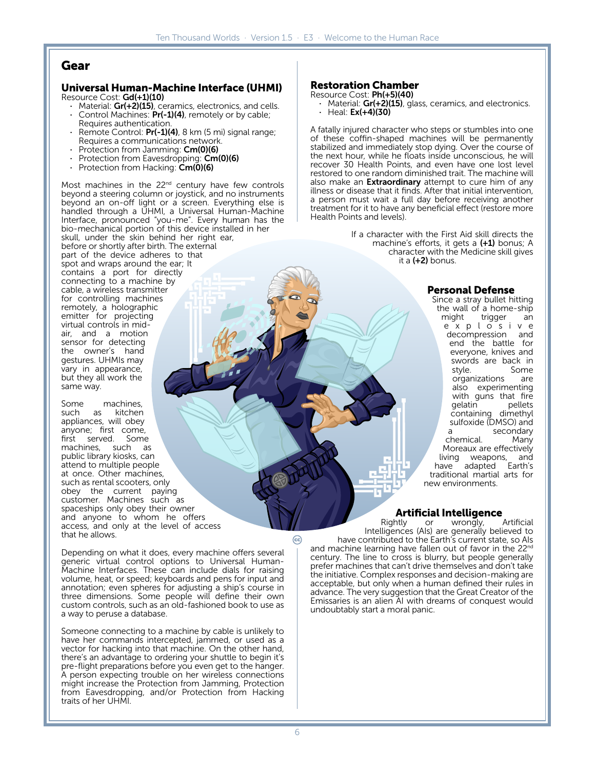# Gear

## Universal Human-Machine Interface (UHMI)

Resource Cost: **Gd(+1)(10)**

- Material: **Gr(+2)(15)**, ceramics, electronics, and cells.
- Control Machines: **Pr(-1)(4)**, remotely or by cable; Requires authentication.
- Remote Control: **Pr(-1)(4)**, 8 km (5 mi) signal range; Requires a communications network.
- Protection from Jamming: **Cm(0)(6)**
- Protection from Eavesdropping: **Cm(0)(6)**
- Protection from Hacking: **Cm(0)(6)**

Most machines in the 22nd century have few controls beyond a steering column or joystick, and no instruments beyond an on-off light or a screen. Everything else is handled through a UHMI, a Universal Human-Machine Interface, pronounced "you-me". Every human has the bio-mechanical portion of this device installed in her skull, under the skin behind her right ear, before or shortly after birth. The external part of the device adheres to that spot and wraps around the ear; It contains a port for directly connecting to a machine by cable, a wireless transmitter for controlling machines remotely, a holographic emitter for projecting virtual controls in mid-air, and a motion sensor for detecting the owner's hand gestures. UHMIs may vary in appearance, but they all work the same way.

Some machines, such as kitchen appliances, will obey anyone; first come, first served. Some machines, such as public library kiosks, can attend to multiple people at once. Other machines, such as rental scooters, only obey the current paying customer. Machines such as spaceships only obey their owner and anyone to whom he offers access, and only at the level of access that he allows.

Depending on what it does, every machine offers several generic virtual control options to Universal Human-Machine Interfaces. These can include dials for raising volume, heat, or speed; keyboards and pens for input and annotation; even spheres for adjusting a ship's course in three dimensions. Some people will define their own custom controls, such as an old-fashioned book to use as a way to peruse a database.

Someone connecting to a machine by cable is unlikely to have her commands intercepted, jammed, or used as a vector for hacking into that machine. On the other hand, there's an advantage to ordering your shuttle to begin it's pre-flight preparations before you even get to the hanger. A person expecting trouble on her wireless connections might increase the Protection from Jamming, Protection from Eavesdropping, and/or Protection from Hacking traits of her UHMI.

## Restoration Chamber

Resource Cost: **Ph(+5)(40)**

- Material: **Gr(+2)(15)**, glass, ceramics, and electronics.
- Heal: **Ex(+4)(30)**

A fatally injured character who steps or stumbles into one of these coffin-shaped machines will be permanently stabilized and immediately stop dying. Over the course of the next hour, while he floats inside unconscious, he will recover 30 Health Points, and even have one lost level restored to one random diminished trait. The machine will also make an **Extraordinary** attempt to cure him of any illness or disease that it finds. After that initial intervention, a person must wait a full day before receiving another treatment for it to have any beneficial effect (restore more Health Points and levels).

If a character with the First Aid skill directs the machine's efforts, it gets a **(+1)** bonus; A character with the Medicine skill gives it a **(+2)** bonus.

## Personal Defense

Since a stray bullet hitting the wall of a home-ship might trigger an explosive decompression and end the battle for everyone, knives and swords are back in style. Some organizations are also experimenting with guns that fire gelatin pellets containing dimethyl sulfoxide (DMSO) and a secondary chemical. Many Moreaux are effectively living weapons, and have adapted Earth's traditional martial arts for new environments.

## Artificial Intelligence

Rightly or wrongly, Artificial Intelligences (AIs) are generally believed to have contributed to the Earth's current state, so AIs and machine learning have fallen out of favor in the 22nd century. The line to cross is blurry, but people generally prefer machines that can't drive themselves and don't take the initiative. Complex responses and decision-making are acceptable, but only when a human defined their rules in advance. The very suggestion that the Great Creator of the Emissaries is an alien AI with dreams of conquest would undoubtably start a moral panic.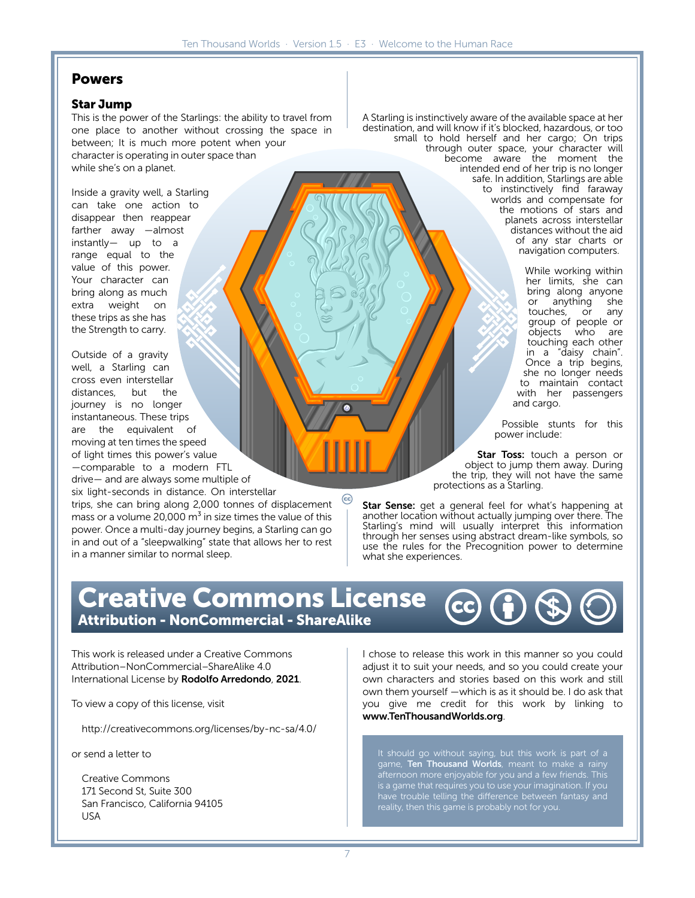## Powers

### Star Jump

This is the power of the Starlings: the ability to travel from one place to another without crossing the space in between; It is much more potent when your character is operating in outer space than while she's on a planet.

Inside a gravity well, a Starling can take one action to disappear then reappear farther away —almost instantly— up to a range equal to the value of this power. Your character can bring along as much extra weight on these trips as she has the Strength to carry.

Outside of a gravity well, a Starling can cross even interstellar distances, but the journey is no longer instantaneous. These trips are the equivalent of moving at ten times the speed of light times this power's value —comparable to a modern FTL drive— and are always some multiple of six light-seconds in distance. On interstellar trips, she can bring along 2,000 tonnes of displacement mass or a volume 20,000 $m^3$ in size times the value of this power. Once a multi-day journey begins, a Starling can go in and out of a "sleepwalking" state that allows her to rest in a manner similar to normal sleep.

A Starling is instinctively aware of the available space at her destination, and will know if it's blocked, hazardous, or too small to hold herself and her cargo; On trips through outer space, your character will become aware the moment the intended end of her trip is no longer safe. In addition, Starlings are able to instinctively find faraway worlds and compensate for the motions of stars and planets across interstellar distances without the aid of any star charts or navigation computers.

While working within her limits, she can bring along anyone or anything she touches, or any group of people or objects who are touching each other in a "daisy chain". Once a trip begins, she no longer needs to maintain contact with her passengers and cargo.

Possible stunts for this power include:

**Star Toss:** touch a person or object to jump them away. During the trip, they will not have the same protections as a Starling.

**Star Sense:** get a general feel for what's happening at another location without actually jumping over there. The Starling's mind will usually interpret this information through her senses using abstract dream-like symbols, so use the rules for the Precognition power to determine what she experiences.

# Creative Commons License
## Attribution - NonCommercial - ShareAlike

This work is released under a Creative Commons Attribution–NonCommercial–ShareAlike 4.0 International License by **Rodolfo Arredondo**, **2021**.

To view a copy of this license, visit

http://creativecommons.org/licenses/by-nc-sa/4.0/

or send a letter to

Creative Commons
171 Second St, Suite 300
San Francisco, California 94105
USA

I chose to release this work in this manner so you could adjust it to suit your needs, and so you could create your own characters and stories based on this work and still own them yourself —which is as it should be. I do ask that you give me credit for this work by linking to **www.TenThousandWorlds.org**.

It should go without saying, but this work is part of a game, **Ten Thousand Worlds**, meant to make a rainy afternoon more enjoyable for you and a few friends. This is a game that requires you to use your imagination. If you have trouble telling the difference between fantasy and reality, then this game is probably not for you.